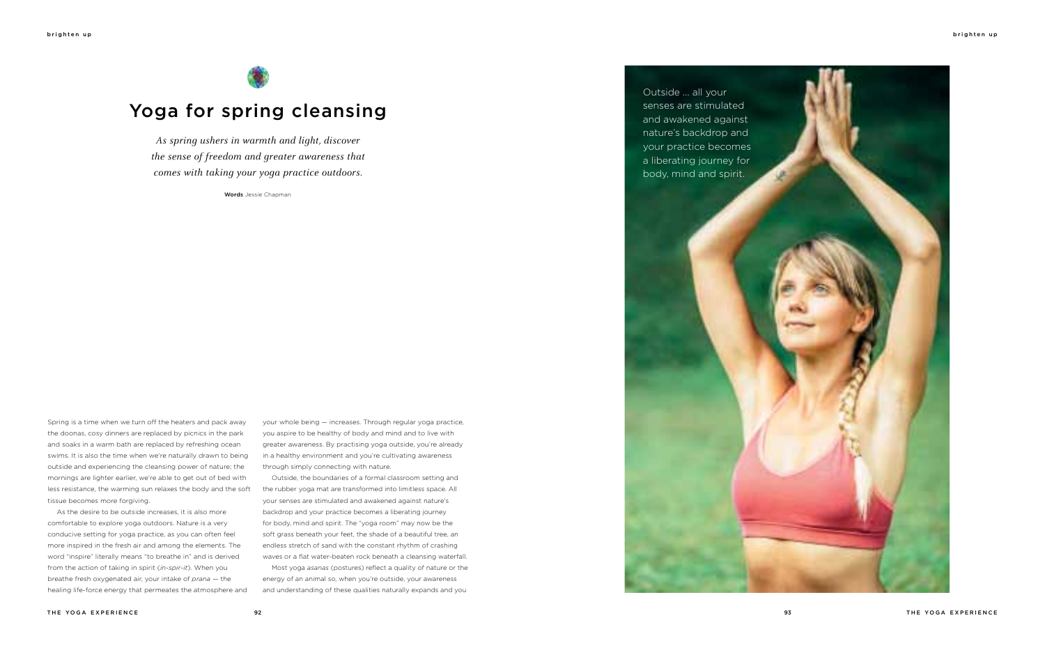# Yoga for spring cleansing

*As spring ushers in warmth and light, discover the sense of freedom and greater awareness that comes with taking your yoga practice outdoors.*

**Words** Jessie Chapman

Spring is a time when we turn off the heaters and pack away the doonas, cosy dinners are replaced by picnics in the park and soaks in a warm bath are replaced by refreshing ocean swims. It is also the time when we're naturally drawn to being outside and experiencing the cleansing power of nature; the mornings are lighter earlier, we're able to get out of bed with less resistance, the warming sun relaxes the body and the soft tissue becomes more forgiving.

As the desire to be outside increases, it is also more comfortable to explore yoga outdoors. Nature is a very conducive setting for yoga practice, as you can often feel more inspired in the fresh air and among the elements. The word "inspire" literally means "to breathe in" and is derived from the action of taking in spirit (*in-spir-it*). When you breathe fresh oxygenated air, your intake of *prana* — the healing life-force energy that permeates the atmosphere and your whole being — increases. Through regular yoga practice, you aspire to be healthy of body and mind and to live with greater awareness. By practising yoga outside, you're already in a healthy environment and you're cultivating awareness through simply connecting with nature.

Outside, the boundaries of a formal classroom setting and the rubber yoga mat are transformed into limitless space. All your senses are stimulated and awakened against nature's backdrop and your practice becomes a liberating journey for body, mind and spirit. The "yoga room" may now be the soft grass beneath your feet, the shade of a beautiful tree, an endless stretch of sand with the constant rhythm of crashing waves or a flat water-beaten rock beneath a cleansing waterfall.

Most yoga *asanas* (postures) reflect a quality of nature or the energy of an animal so, when you're outside, your awareness and understanding of these qualities naturally expands and you

Outside ... all your senses are stimulated and awakened against nature's backdrop and your practice becomes a liberating journey for body, mind and spirit.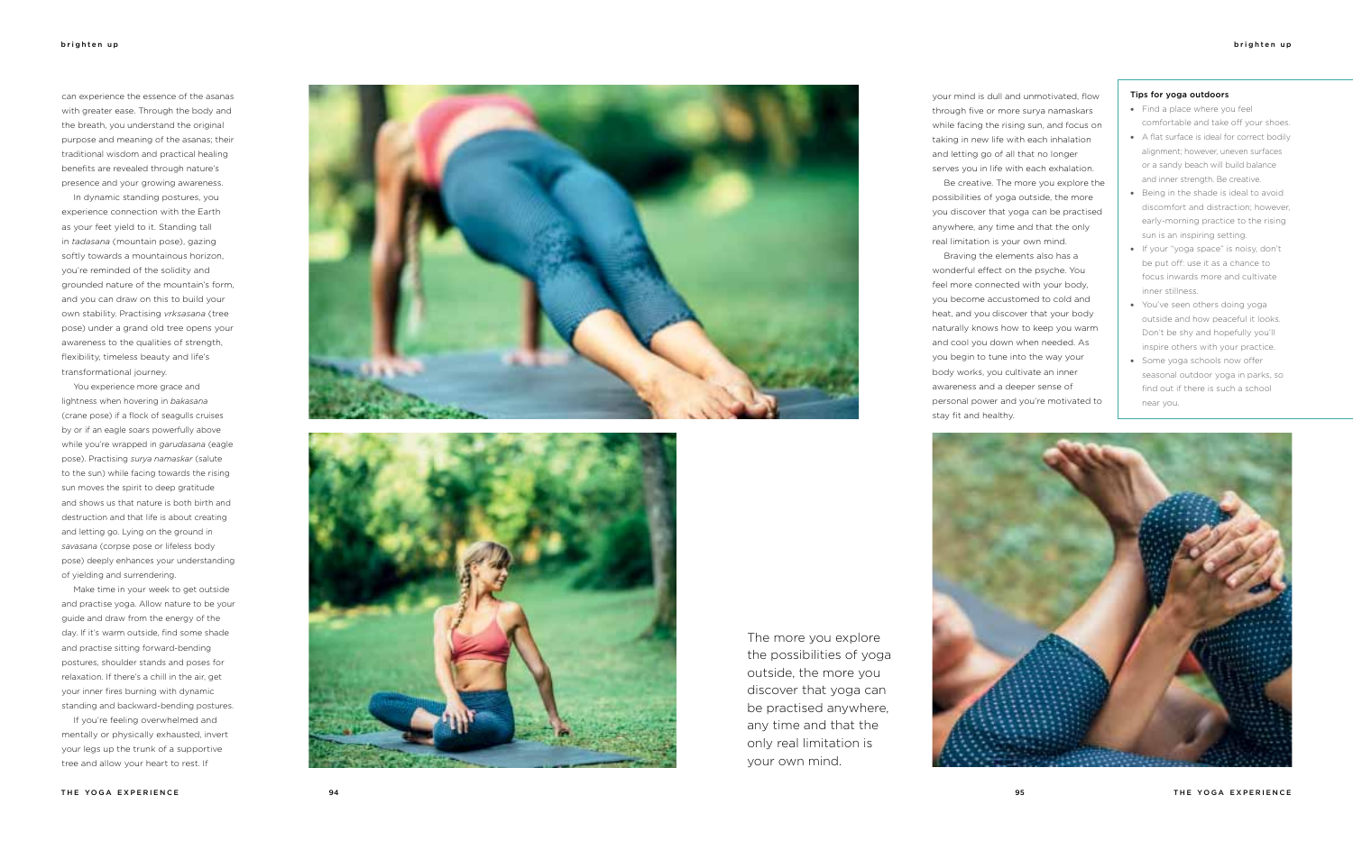can experience the essence of the asanas with greater ease. Through the body and the breath, you understand the original purpose and meaning of the asanas; their traditional wisdom and practical healing benefits are revealed through nature's presence and your growing awareness.

In dynamic standing postures, you experience connection with the Earth as your feet yield to it. Standing tall in *tadasana* (mountain pose), gazing softly towards a mountainous horizon, you're reminded of the solidity and grounded nature of the mountain's form, and you can draw on this to build your own stability. Practising *vrksasana* (tree pose) under a grand old tree opens your awareness to the qualities of strength, flexibility, timeless beauty and life's transformational journey.

You experience more grace and lightness when hovering in *bakasana* (crane pose) if a flock of seagulls cruises by or if an eagle soars powerfully above while you're wrapped in *garudasana* (eagle pose). Practising *surya namaskar* (salute to the sun) while facing towards the rising sun moves the spirit to deep gratitude and shows us that nature is both birth and destruction and that life is about creating and letting go. Lying on the ground in *savasana* (corpse pose or lifeless body pose) deeply enhances your understanding of yielding and surrendering.

Make time in your week to get outside and practise yoga. Allow nature to be your guide and draw from the energy of the day. If it's warm outside, find some shade and practise sitting forward-bending postures, shoulder stands and poses for relaxation. If there's a chill in the air, get your inner fires burning with dynamic standing and backward-bending postures.

If you're feeling overwhelmed and mentally or physically exhausted, invert your legs up the trunk of a supportive tree and allow your heart to rest. If your mind is dull and unmotivated, flow through five or more surya namaskars while facing the rising sun, and focus on taking in new life with each inhalation and letting go of all that no longer serves you in life with each exhalation.

Be creative. The more you explore the possibilities of yoga outside, the more you discover that yoga can be practised anywhere, any time and that the only real limitation is your own mind.

Braving the elements also has a wonderful effect on the psyche. You feel more connected with your body, you become accustomed to cold and heat, and you discover that your body naturally knows how to keep you warm and cool you down when needed. As you begin to tune into the way your body works, you cultivate an inner awareness and a deeper sense of personal power and you're motivated to stay fit and healthy.

The more you explore the possibilities of yoga outside, the more you discover that yoga can be practised anywhere, any time and that the only real limitation is your own mind.

**Tips for yoga outdoors**

- Find a place where you feel comfortable and take off your shoes.
- A flat surface is ideal for correct bodily alignment; however, uneven surfaces or a sandy beach will build balance and inner strength. Be creative.
- Being in the shade is ideal to avoid discomfort and distraction; however, early-morning practice to the rising sun is an inspiring setting.
- If your "yoga space" is noisy, don't be put off: use it as a chance to focus inwards more and cultivate inner stillness.
- You've seen others doing yoga outside and how peaceful it looks. Don't be shy and hopefully you'll inspire others with your practice.
- Some yoga schools now offer seasonal outdoor yoga in parks, so find out if there is such a school near you.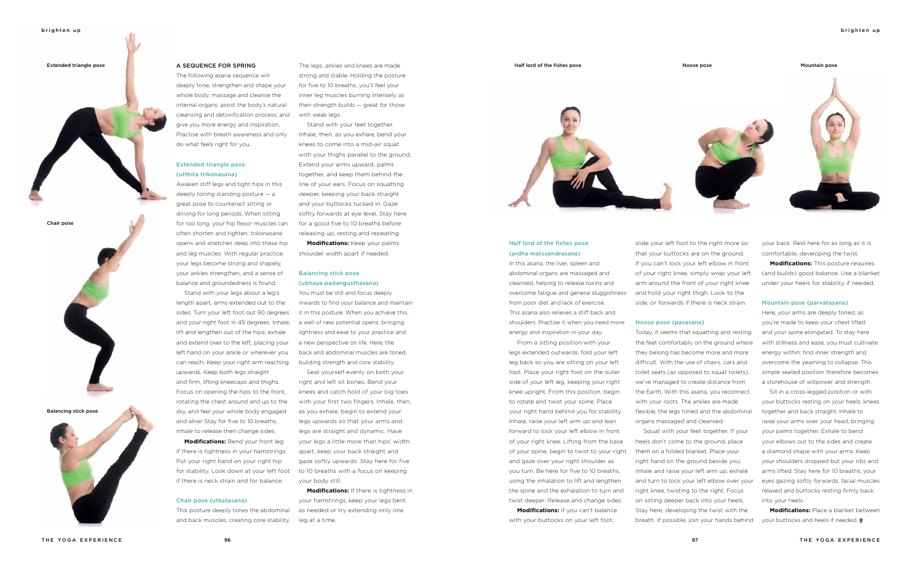Extended triangle pose

Chair pose

Balancing stick pose

## A SEQUENCE FOR SPRING

The following asana sequence will deeply tone, strengthen and shape your whole body; massage and cleanse the internal organs; assist the body's natural cleansing and detoxification process; and give you more energy and inspiration. Practise with breath awareness and only do what feels right for you.

### Extended triangle pose (utthita trikonasana)

Awaken stiff legs and tight hips in this deeply toning standing posture — a great pose to counteract sitting or driving for long periods. When sitting for too long, your hip flexor muscles can often shorten and tighten; *trikonasana* opens and stretches deep into these hip and leg muscles. With regular practice, your legs become strong and shapely, your ankles strengthen, and a sense of balance and groundedness is found.

Stand with your legs about a leg's length apart, arms extended out to the sides. Turn your left foot out 90 degrees and your right foot in 45 degrees. Inhale, lift and lengthen out of the hips; exhale and extend over to the left, placing your left hand on your ankle or wherever you can reach. Keep your right arm reaching upwards. Keep both legs straight and firm, lifting kneecaps and thighs. Focus on opening the hips to the front, rotating the chest around and up to the sky, and feel your whole body engaged and alive! Stay for five to 10 breaths. Inhale to release then change sides.

**Modifications:** Bend your front leg if there is tightness in your hamstrings. Put your right hand on your right hip for stability. Look down at your left foot if there is neck strain and for balance.

### Chair pose (utkatasana)

This posture deeply tones the abdominal and back muscles, creating core stability. The legs, ankles and knees are made strong and stable. Holding the posture for five to 10 breaths, you'll feel your inner leg muscles burning intensely as their strength builds — great for those with weak legs.

Stand with your feet together. Inhale, then, as you exhale, bend your knees to come into a mid-air squat with your thighs parallel to the ground. Extend your arms upward, palms together, and keep them behind the line of your ears. Focus on squatting deeper, keeping your back straight and your buttocks tucked in. Gaze softly forwards at eye level. Stay here for a good five to 10 breaths before releasing up, resting and repeating.

**Modifications:** Keep your palms shoulder width apart if needed.

### Balancing stick pose (ubhaya padangusthasana)

You must be still and focus deeply inwards to find your balance and maintain it in this posture. When you achieve this, a well of new potential opens, bringing lightness and ease to your practice and a new perspective on life. Here, the back and abdominal muscles are toned, building strength and core stability.

Seat yourself evenly on both your right and left sit bones. Bend your knees and catch hold of your big toes with your first two fingers. Inhale, then, as you exhale, begin to extend your legs upwards so that your arms and legs are straight and dynamic. Have your legs a little more than hips' width apart, keep your back straight and gaze softly upwards. Stay here for five to 10 breaths with a focus on keeping your body still.

**Modifications:** If there is tightness in your hamstrings, keep your legs bent as needed or try extending only one leg at a time.

Half lord of the fishes pose

Noose pose

Mountain pose

### Half lord of the fishes pose (ardha matsyendrasana)

In this asana, the liver, spleen and abdominal organs are massaged and cleansed, helping to release toxins and overcome fatigue and general sluggishness from poor diet and lack of exercise. This asana also relieves a stiff back and shoulders. Practise it when you need more energy and inspiration in your day.

From a sitting position with your legs extended outwards, fold your left leg back so you are sitting on your left foot. Place your right foot on the outer side of your left leg, keeping your right knee upright. From this position, begin to rotate and twist your spine. Place your right hand behind you for stability. Inhale, raise your left arm up and lean forward to lock your left elbow in front of your right knee. Lifting from the base of your spine, begin to twist to your right and gaze over your right shoulder as you turn. Be here for five to 10 breaths, using the inhalation to lift and lengthen the spine and the exhalation to turn and twist deeper. Release and change sides.

**Modifications:** If you can't balance with your buttocks on your left foot, slide your left foot to the right more so that your buttocks are on the ground. If you can't lock your left elbow in front of your right knee, simply wrap your left arm around the front of your right knee and hold your right thigh. Look to the side, or forwards if there is neck strain.

### Noose pose (pasasana)

Today, it seems that squatting and resting the feet comfortably on the ground where they belong has become more and more difficult. With the use of chairs, cars and toilet seats (as opposed to squat toilets), we've managed to create distance from the Earth. With this asana, you reconnect with your roots. The ankles are made flexible, the legs toned and the abdominal organs massaged and cleansed.

Squat with your feet together. If your heels don't come to the ground, place them on a folded blanket. Place your right hand on the ground beside you; inhale and raise your left arm up, exhale and turn to lock your left elbow over your right knee, twisting to the right. Focus on sitting deeper back into your heels. Stay here, developing the twist with the breath. If possible, join your hands behind your back. Rest here for as long as it is comfortable, developing the twist.

**Modifications:** This posture requires (and builds) good balance. Use a blanket under your heels for stability if needed.

### Mountain pose (parvatasana)

Here, your arms are deeply toned, as you're made to keep your chest lifted and your spine elongated. To stay here with stillness and ease, you must cultivate energy within; find inner strength and overcome the yearning to collapse. This simple seated position therefore becomes a storehouse of willpower and strength.

Sit in a cross-legged position or with your buttocks resting on your heels, knees together and back straight. Inhale to raise your arms over your head, bringing your palms together. Exhale to bend your elbows out to the sides and create a diamond shape with your arms. Keep your shoulders dropped but your ribs and arms lifted. Stay here for 10 breaths, your eyes gazing softly forwards, facial muscles relaxed and buttocks resting firmly back into your heels.

**Modifications:** Place a blanket between your buttocks and heels if needed.